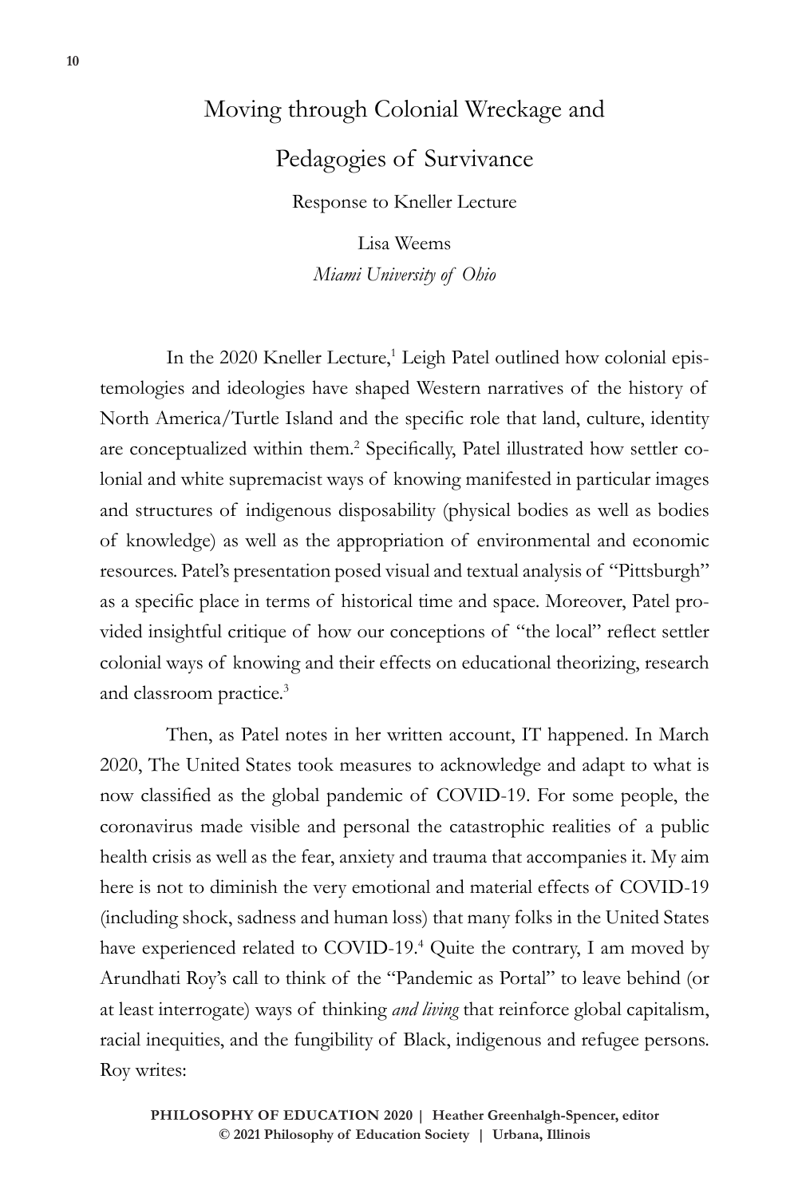# Moving through Colonial Wreckage and Pedagogies of Survivance

Response to Kneller Lecture

Lisa Weems
*Miami University of Ohio*

In the 2020 Kneller Lecture,[1] Leigh Patel outlined how colonial epistemologies and ideologies have shaped Western narratives of the history of North America/Turtle Island and the specific role that land, culture, identity are conceptualized within them.[2] Specifically, Patel illustrated how settler colonial and white supremacist ways of knowing manifested in particular images and structures of indigenous disposability (physical bodies as well as bodies of knowledge) as well as the appropriation of environmental and economic resources. Patel's presentation posed visual and textual analysis of "Pittsburgh" as a specific place in terms of historical time and space. Moreover, Patel provided insightful critique of how our conceptions of "the local" reflect settler colonial ways of knowing and their effects on educational theorizing, research and classroom practice.[3]

Then, as Patel notes in her written account, IT happened. In March 2020, The United States took measures to acknowledge and adapt to what is now classified as the global pandemic of COVID-19. For some people, the coronavirus made visible and personal the catastrophic realities of a public health crisis as well as the fear, anxiety and trauma that accompanies it. My aim here is not to diminish the very emotional and material effects of COVID-19 (including shock, sadness and human loss) that many folks in the United States have experienced related to COVID-19.[4] Quite the contrary, I am moved by Arundhati Roy's call to think of the "Pandemic as Portal" to leave behind (or at least interrogate) ways of thinking *and living* that reinforce global capitalism, racial inequities, and the fungibility of Black, indigenous and refugee persons. Roy writes: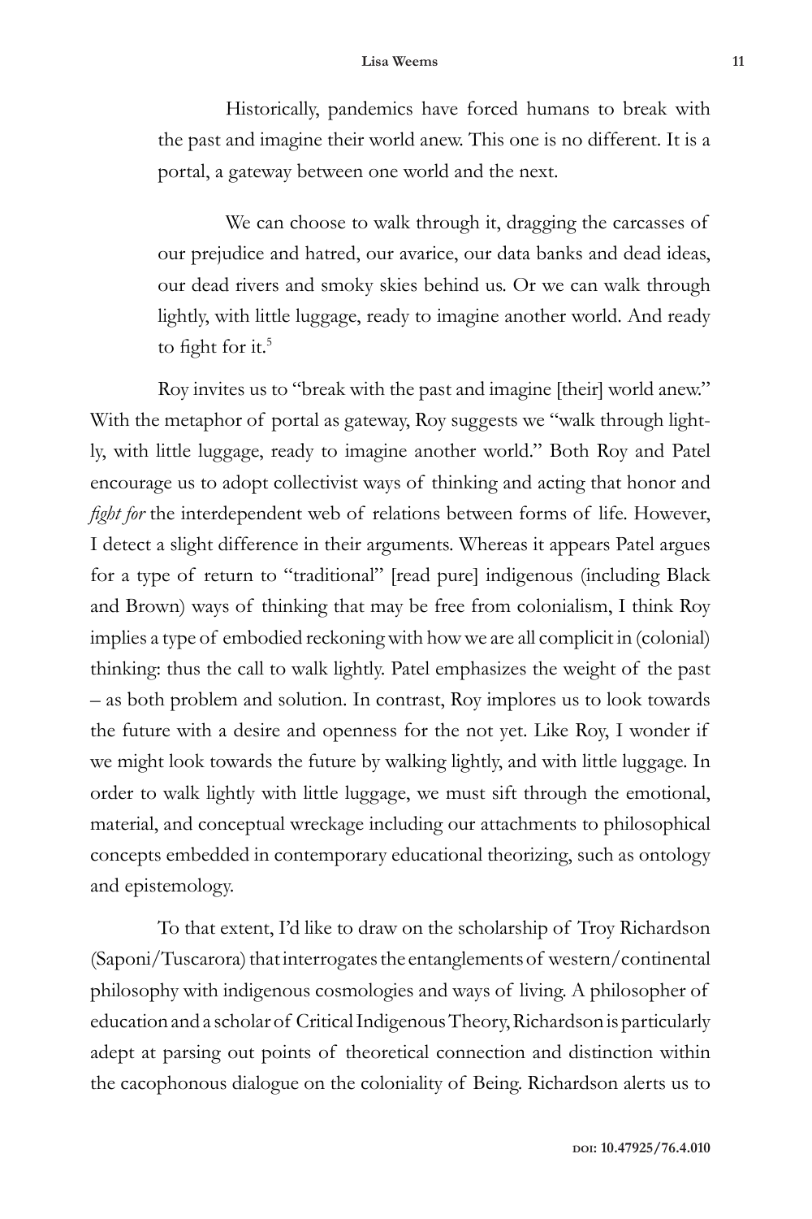> Historically, pandemics have forced humans to break with the past and imagine their world anew. This one is no different. It is a portal, a gateway between one world and the next.
>
> We can choose to walk through it, dragging the carcasses of our prejudice and hatred, our avarice, our data banks and dead ideas, our dead rivers and smoky skies behind us. Or we can walk through lightly, with little luggage, ready to imagine another world. And ready to fight for it.[5]

Roy invites us to "break with the past and imagine [their] world anew." With the metaphor of portal as gateway, Roy suggests we "walk through lightly, with little luggage, ready to imagine another world." Both Roy and Patel encourage us to adopt collectivist ways of thinking and acting that honor and *fight for* the interdependent web of relations between forms of life. However, I detect a slight difference in their arguments. Whereas it appears Patel argues for a type of return to "traditional" [read pure] indigenous (including Black and Brown) ways of thinking that may be free from colonialism, I think Roy implies a type of embodied reckoning with how we are all complicit in (colonial) thinking: thus the call to walk lightly. Patel emphasizes the weight of the past – as both problem and solution. In contrast, Roy implores us to look towards the future with a desire and openness for the not yet. Like Roy, I wonder if we might look towards the future by walking lightly, and with little luggage. In order to walk lightly with little luggage, we must sift through the emotional, material, and conceptual wreckage including our attachments to philosophical concepts embedded in contemporary educational theorizing, such as ontology and epistemology.

To that extent, I'd like to draw on the scholarship of Troy Richardson (Saponi/Tuscarora) that interrogates the entanglements of western/continental philosophy with indigenous cosmologies and ways of living. A philosopher of education and a scholar of Critical Indigenous Theory, Richardson is particularly adept at parsing out points of theoretical connection and distinction within the cacophonous dialogue on the coloniality of Being. Richardson alerts us to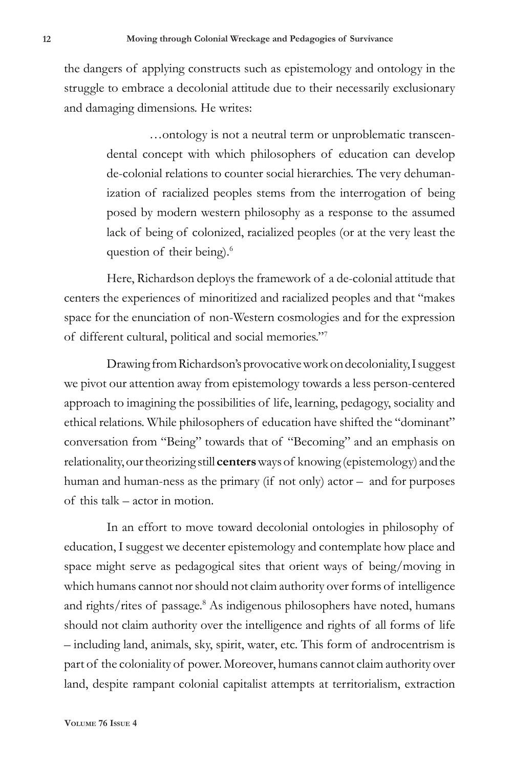the dangers of applying constructs such as epistemology and ontology in the struggle to embrace a decolonial attitude due to their necessarily exclusionary and damaging dimensions. He writes:

> …ontology is not a neutral term or unproblematic transcendental concept with which philosophers of education can develop de-colonial relations to counter social hierarchies. The very dehumanization of racialized peoples stems from the interrogation of being posed by modern western philosophy as a response to the assumed lack of being of colonized, racialized peoples (or at the very least the question of their being).[6]

Here, Richardson deploys the framework of a de-colonial attitude that centers the experiences of minoritized and racialized peoples and that "makes space for the enunciation of non-Western cosmologies and for the expression of different cultural, political and social memories."[7]

Drawing from Richardson's provocative work on decoloniality, I suggest we pivot our attention away from epistemology towards a less person-centered approach to imagining the possibilities of life, learning, pedagogy, sociality and ethical relations. While philosophers of education have shifted the "dominant" conversation from "Being" towards that of "Becoming" and an emphasis on relationality, our theorizing still **centers** ways of knowing (epistemology) and the human and human-ness as the primary (if not only) actor – and for purposes of this talk – actor in motion.

In an effort to move toward decolonial ontologies in philosophy of education, I suggest we decenter epistemology and contemplate how place and space might serve as pedagogical sites that orient ways of being/moving in which humans cannot nor should not claim authority over forms of intelligence and rights/rites of passage.[8] As indigenous philosophers have noted, humans should not claim authority over the intelligence and rights of all forms of life – including land, animals, sky, spirit, water, etc. This form of androcentrism is part of the coloniality of power. Moreover, humans cannot claim authority over land, despite rampant colonial capitalist attempts at territorialism, extraction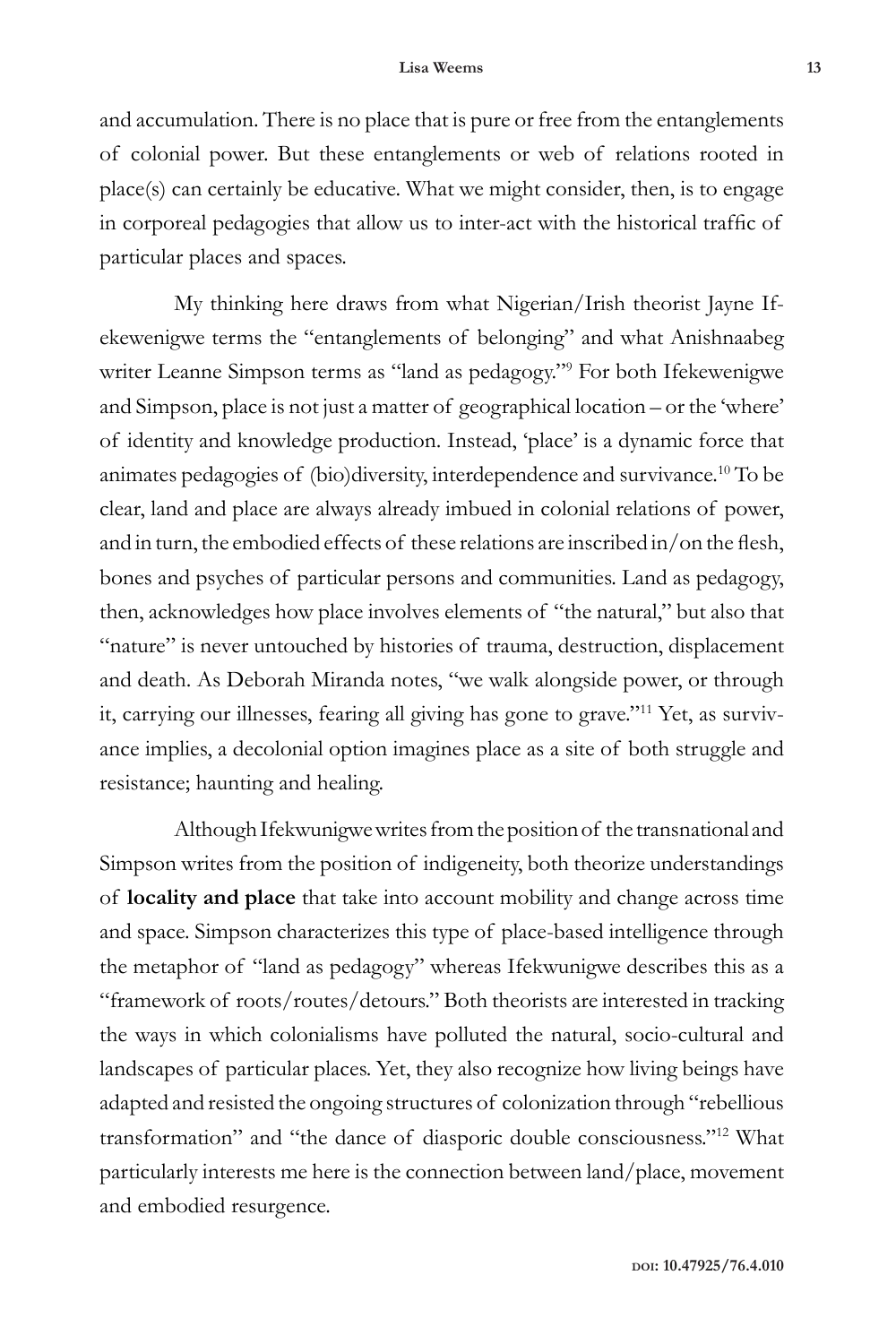and accumulation. There is no place that is pure or free from the entanglements of colonial power. But these entanglements or web of relations rooted in place(s) can certainly be educative. What we might consider, then, is to engage in corporeal pedagogies that allow us to inter-act with the historical traffic of particular places and spaces.

My thinking here draws from what Nigerian/Irish theorist Jayne Ifekewenigwe terms the "entanglements of belonging" and what Anishnaabeg writer Leanne Simpson terms as "land as pedagogy."[9] For both Ifekewenigwe and Simpson, place is not just a matter of geographical location – or the 'where' of identity and knowledge production. Instead, 'place' is a dynamic force that animates pedagogies of (bio)diversity, interdependence and survivance.[10] To be clear, land and place are always already imbued in colonial relations of power, and in turn, the embodied effects of these relations are inscribed in/on the flesh, bones and psyches of particular persons and communities. Land as pedagogy, then, acknowledges how place involves elements of "the natural," but also that "nature" is never untouched by histories of trauma, destruction, displacement and death. As Deborah Miranda notes, "we walk alongside power, or through it, carrying our illnesses, fearing all giving has gone to grave."[11] Yet, as survivance implies, a decolonial option imagines place as a site of both struggle and resistance; haunting and healing.

Although Ifekwunigwe writes from the position of the transnational and Simpson writes from the position of indigeneity, both theorize understandings of **locality and place** that take into account mobility and change across time and space. Simpson characterizes this type of place-based intelligence through the metaphor of "land as pedagogy" whereas Ifekwunigwe describes this as a "framework of roots/routes/detours." Both theorists are interested in tracking the ways in which colonialisms have polluted the natural, socio-cultural and landscapes of particular places. Yet, they also recognize how living beings have adapted and resisted the ongoing structures of colonization through "rebellious transformation" and "the dance of diasporic double consciousness."[12] What particularly interests me here is the connection between land/place, movement and embodied resurgence.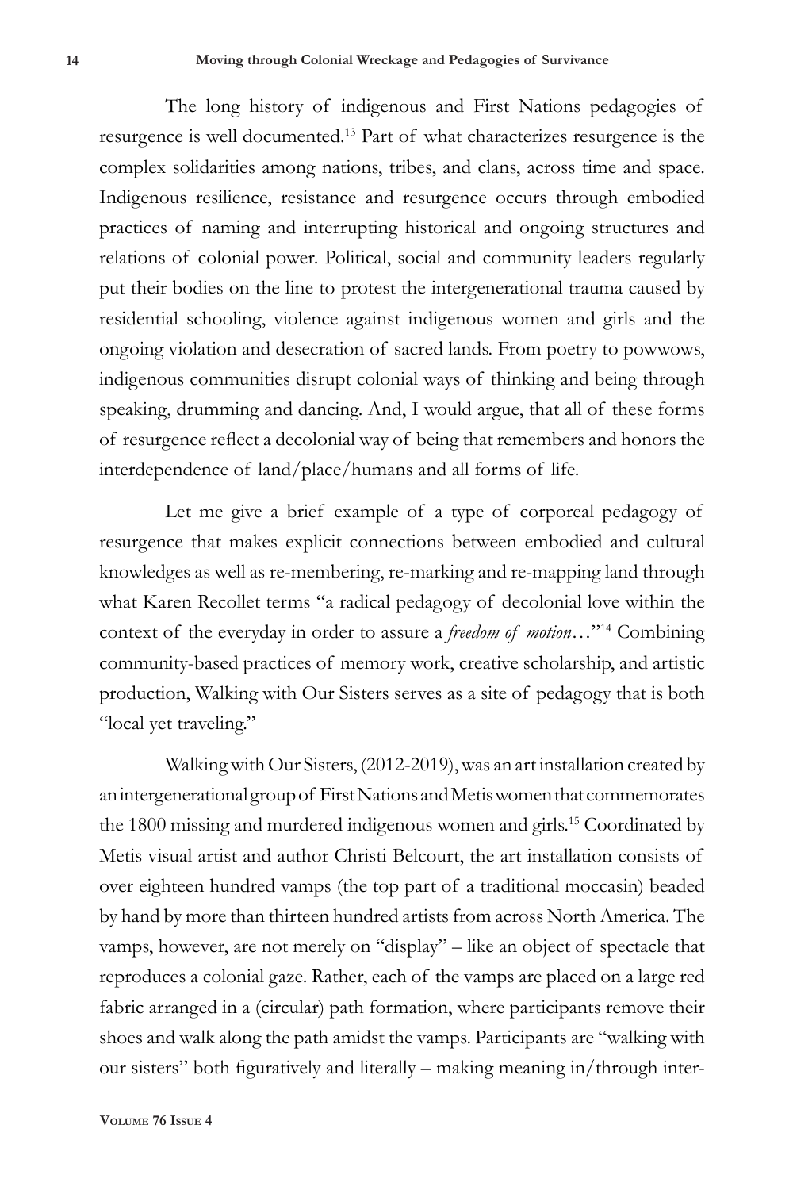The long history of indigenous and First Nations pedagogies of resurgence is well documented.[13] Part of what characterizes resurgence is the complex solidarities among nations, tribes, and clans, across time and space. Indigenous resilience, resistance and resurgence occurs through embodied practices of naming and interrupting historical and ongoing structures and relations of colonial power. Political, social and community leaders regularly put their bodies on the line to protest the intergenerational trauma caused by residential schooling, violence against indigenous women and girls and the ongoing violation and desecration of sacred lands. From poetry to powwows, indigenous communities disrupt colonial ways of thinking and being through speaking, drumming and dancing. And, I would argue, that all of these forms of resurgence reflect a decolonial way of being that remembers and honors the interdependence of land/place/humans and all forms of life.

Let me give a brief example of a type of corporeal pedagogy of resurgence that makes explicit connections between embodied and cultural knowledges as well as re-membering, re-marking and re-mapping land through what Karen Recollet terms "a radical pedagogy of decolonial love within the context of the everyday in order to assure a *freedom of motion*…"[14] Combining community-based practices of memory work, creative scholarship, and artistic production, Walking with Our Sisters serves as a site of pedagogy that is both "local yet traveling."

Walking with Our Sisters, (2012-2019), was an art installation created by an intergenerational group of First Nations and Metis women that commemorates the 1800 missing and murdered indigenous women and girls.[15] Coordinated by Metis visual artist and author Christi Belcourt, the art installation consists of over eighteen hundred vamps (the top part of a traditional moccasin) beaded by hand by more than thirteen hundred artists from across North America. The vamps, however, are not merely on "display" – like an object of spectacle that reproduces a colonial gaze. Rather, each of the vamps are placed on a large red fabric arranged in a (circular) path formation, where participants remove their shoes and walk along the path amidst the vamps. Participants are "walking with our sisters" both figuratively and literally – making meaning in/through inter-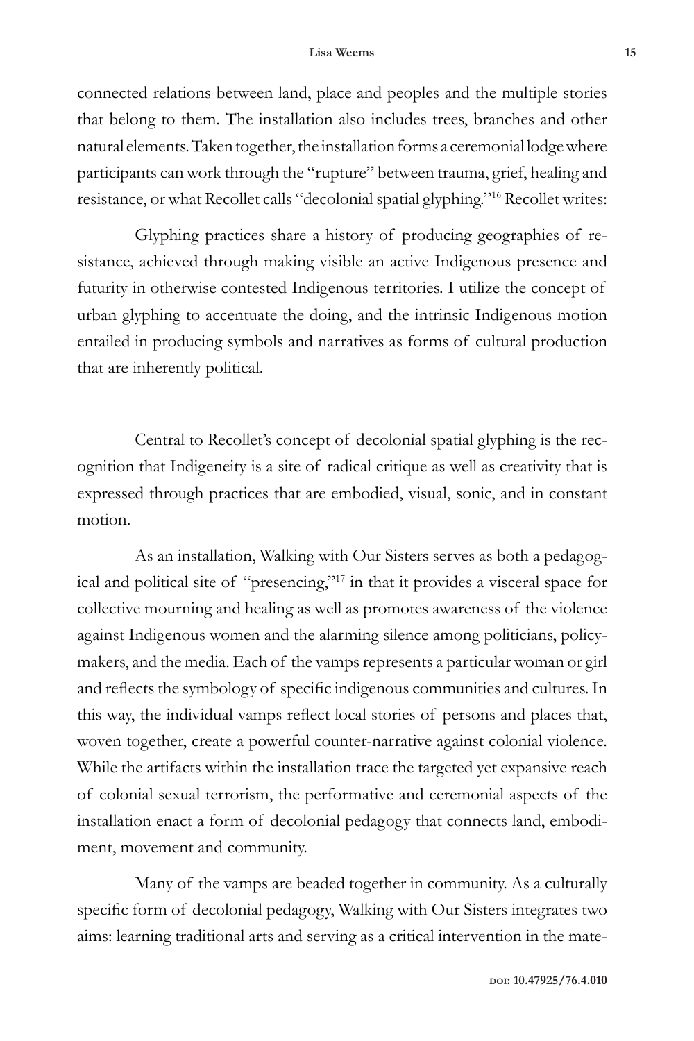connected relations between land, place and peoples and the multiple stories that belong to them. The installation also includes trees, branches and other natural elements. Taken together, the installation forms a ceremonial lodge where participants can work through the "rupture" between trauma, grief, healing and resistance, or what Recollet calls "decolonial spatial glyphing."[16] Recollet writes:

> Glyphing practices share a history of producing geographies of resistance, achieved through making visible an active Indigenous presence and futurity in otherwise contested Indigenous territories. I utilize the concept of urban glyphing to accentuate the doing, and the intrinsic Indigenous motion entailed in producing symbols and narratives as forms of cultural production that are inherently political.

Central to Recollet's concept of decolonial spatial glyphing is the recognition that Indigeneity is a site of radical critique as well as creativity that is expressed through practices that are embodied, visual, sonic, and in constant motion.

As an installation, Walking with Our Sisters serves as both a pedagogical and political site of "presencing,"[17] in that it provides a visceral space for collective mourning and healing as well as promotes awareness of the violence against Indigenous women and the alarming silence among politicians, policymakers, and the media. Each of the vamps represents a particular woman or girl and reflects the symbology of specific indigenous communities and cultures. In this way, the individual vamps reflect local stories of persons and places that, woven together, create a powerful counter-narrative against colonial violence. While the artifacts within the installation trace the targeted yet expansive reach of colonial sexual terrorism, the performative and ceremonial aspects of the installation enact a form of decolonial pedagogy that connects land, embodiment, movement and community.

Many of the vamps are beaded together in community. As a culturally specific form of decolonial pedagogy, Walking with Our Sisters integrates two aims: learning traditional arts and serving as a critical intervention in the mate-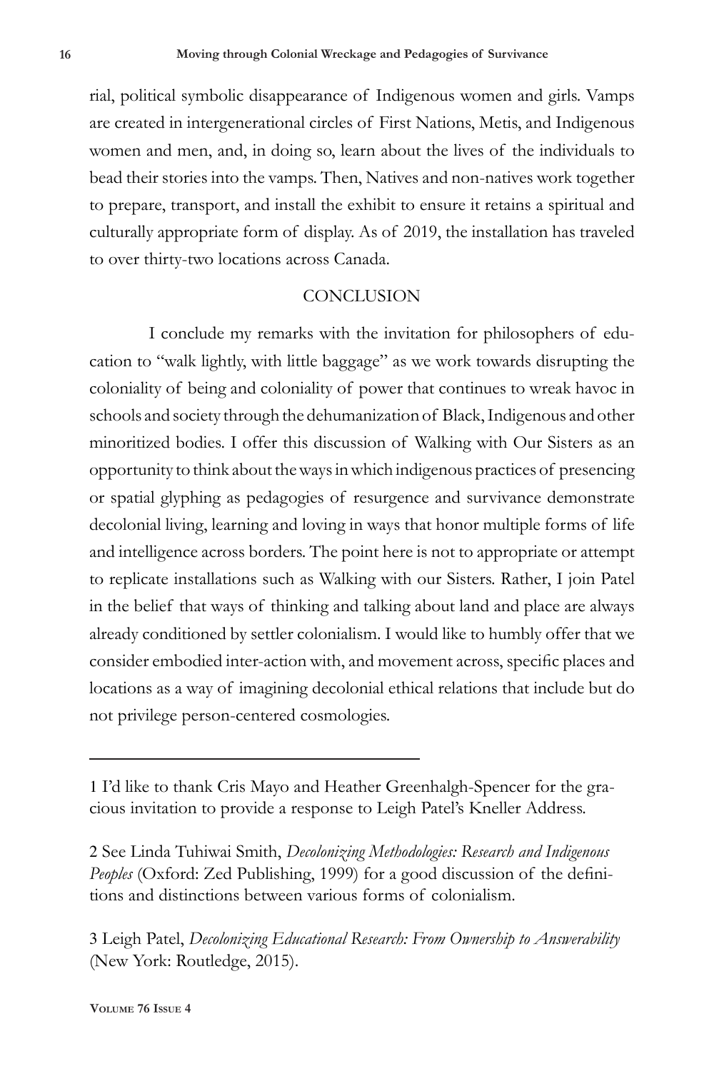rial, political symbolic disappearance of Indigenous women and girls. Vamps are created in intergenerational circles of First Nations, Metis, and Indigenous women and men, and, in doing so, learn about the lives of the individuals to bead their stories into the vamps. Then, Natives and non-natives work together to prepare, transport, and install the exhibit to ensure it retains a spiritual and culturally appropriate form of display. As of 2019, the installation has traveled to over thirty-two locations across Canada.

## CONCLUSION

I conclude my remarks with the invitation for philosophers of education to "walk lightly, with little baggage" as we work towards disrupting the coloniality of being and coloniality of power that continues to wreak havoc in schools and society through the dehumanization of Black, Indigenous and other minoritized bodies. I offer this discussion of Walking with Our Sisters as an opportunity to think about the ways in which indigenous practices of presencing or spatial glyphing as pedagogies of resurgence and survivance demonstrate decolonial living, learning and loving in ways that honor multiple forms of life and intelligence across borders. The point here is not to appropriate or attempt to replicate installations such as Walking with our Sisters. Rather, I join Patel in the belief that ways of thinking and talking about land and place are always already conditioned by settler colonialism. I would like to humbly offer that we consider embodied inter-action with, and movement across, specific places and locations as a way of imagining decolonial ethical relations that include but do not privilege person-centered cosmologies.

---

1 I'd like to thank Cris Mayo and Heather Greenhalgh-Spencer for the gracious invitation to provide a response to Leigh Patel's Kneller Address.

2 See Linda Tuhiwai Smith, *Decolonizing Methodologies: Research and Indigenous Peoples* (Oxford: Zed Publishing, 1999) for a good discussion of the definitions and distinctions between various forms of colonialism.

3 Leigh Patel, *Decolonizing Educational Research: From Ownership to Answerability* (New York: Routledge, 2015).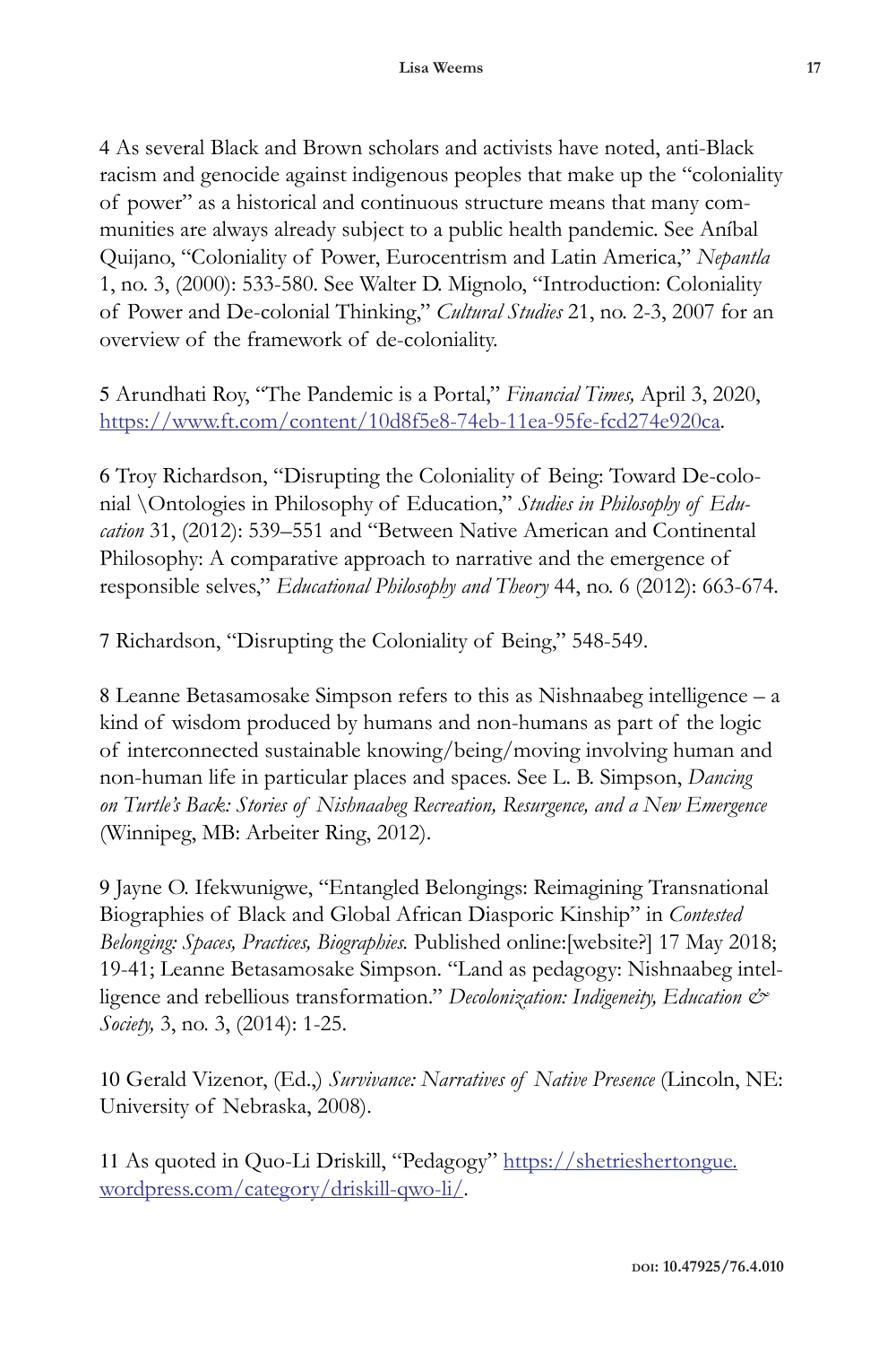4 As several Black and Brown scholars and activists have noted, anti-Black racism and genocide against indigenous peoples that make up the "coloniality of power" as a historical and continuous structure means that many communities are always already subject to a public health pandemic. See Aníbal Quijano, "Coloniality of Power, Eurocentrism and Latin America," *Nepantla* 1, no. 3, (2000): 533-580. See Walter D. Mignolo, "Introduction: Coloniality of Power and De-colonial Thinking," *Cultural Studies* 21, no. 2-3, 2007 for an overview of the framework of de-coloniality.

5 Arundhati Roy, "The Pandemic is a Portal," *Financial Times,* April 3, 2020, [https://www.ft.com/content/10d8f5e8-74eb-11ea-95fe-fcd274e920ca](https://www.ft.com/content/10d8f5e8-74eb-11ea-95fe-fcd274e920ca).

6 Troy Richardson, "Disrupting the Coloniality of Being: Toward De-colonial \Ontologies in Philosophy of Education," *Studies in Philosophy of Education* 31, (2012): 539–551 and "Between Native American and Continental Philosophy: A comparative approach to narrative and the emergence of responsible selves," *Educational Philosophy and Theory* 44, no. 6 (2012): 663-674.

7 Richardson, "Disrupting the Coloniality of Being," 548-549.

8 Leanne Betasamosake Simpson refers to this as Nishnaabeg intelligence – a kind of wisdom produced by humans and non-humans as part of the logic of interconnected sustainable knowing/being/moving involving human and non-human life in particular places and spaces. See L. B. Simpson, *Dancing on Turtle's Back: Stories of Nishnaabeg Recreation, Resurgence, and a New Emergence* (Winnipeg, MB: Arbeiter Ring, 2012).

9 Jayne O. Ifekwunigwe, "Entangled Belongings: Reimagining Transnational Biographies of Black and Global African Diasporic Kinship" in *Contested Belonging: Spaces, Practices, Biographies.* Published online:[website?] 17 May 2018; 19-41; Leanne Betasamosake Simpson. "Land as pedagogy: Nishnaabeg intelligence and rebellious transformation." *Decolonization: Indigeneity, Education & Society,* 3, no. 3, (2014): 1-25.

10 Gerald Vizenor, (Ed.,) *Survivance: Narratives of Native Presence* (Lincoln, NE: University of Nebraska, 2008).

11 As quoted in Quo-Li Driskill, "Pedagogy" [https://shetrieshertongue.wordpress.com/category/driskill-qwo-li/](https://shetrieshertongue.wordpress.com/category/driskill-qwo-li/).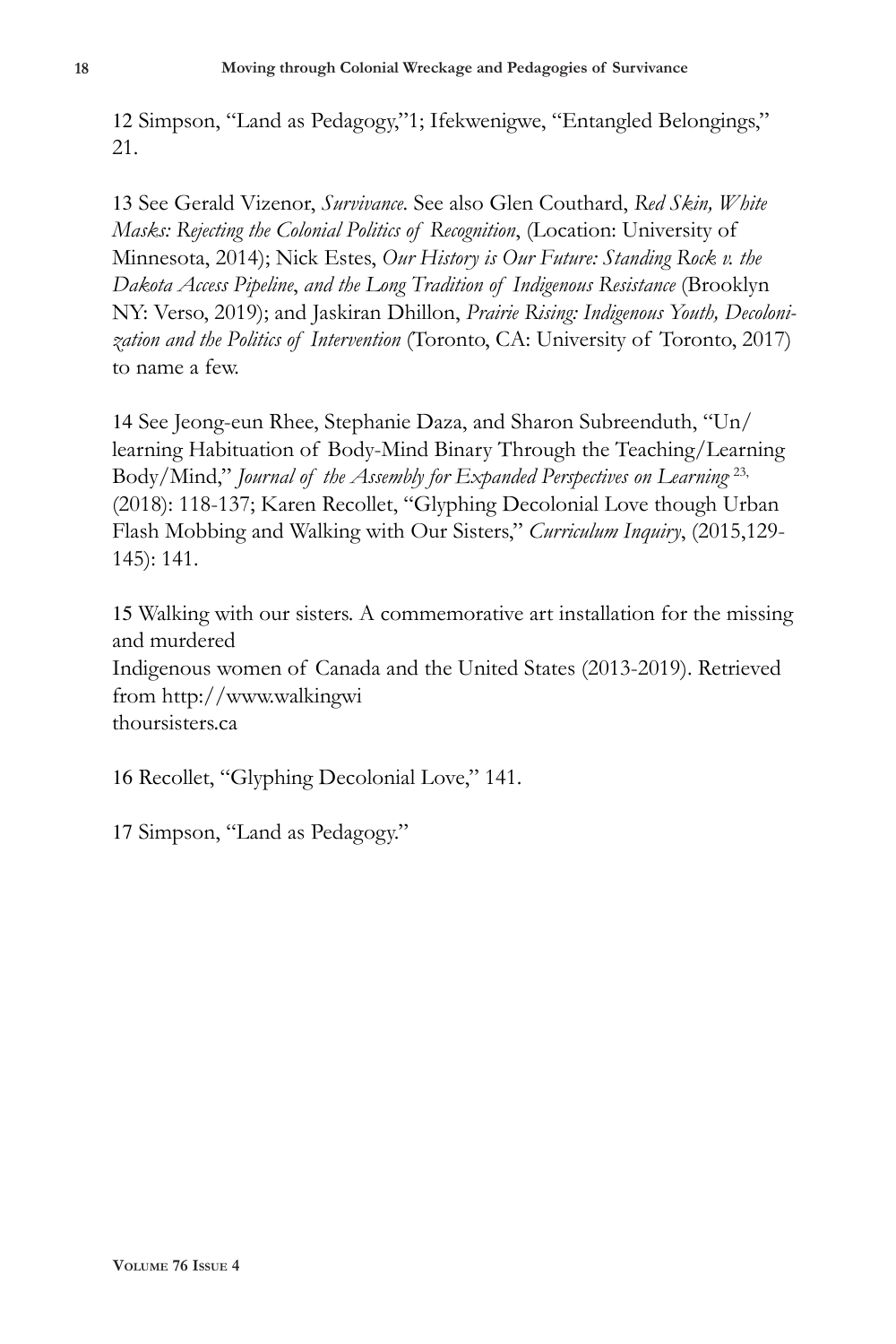12 Simpson, "Land as Pedagogy,"1; Ifekwenigwe, "Entangled Belongings," 21.

13 See Gerald Vizenor, *Survivance*. See also Glen Couthard, *Red Skin, White Masks: Rejecting the Colonial Politics of Recognition*, (Location: University of Minnesota, 2014); Nick Estes, *Our History is Our Future: Standing Rock v. the Dakota Access Pipeline, and the Long Tradition of Indigenous Resistance* (Brooklyn NY: Verso, 2019); and Jaskiran Dhillon, *Prairie Rising: Indigenous Youth, Decolonization and the Politics of Intervention* (Toronto, CA: University of Toronto, 2017) to name a few.

14 See Jeong-eun Rhee, Stephanie Daza, and Sharon Subreenduth, "Un/learning Habituation of Body-Mind Binary Through the Teaching/Learning Body/Mind," *Journal of the Assembly for Expanded Perspectives on Learning* 23, (2018): 118-137; Karen Recollet, "Glyphing Decolonial Love though Urban Flash Mobbing and Walking with Our Sisters," *Curriculum Inquiry*, (2015,129-145): 141.

15 Walking with our sisters. A commemorative art installation for the missing and murdered
Indigenous women of Canada and the United States (2013-2019). Retrieved from http://www.walkingwi
thoursisters.ca

16 Recollet, "Glyphing Decolonial Love," 141.

17 Simpson, "Land as Pedagogy."